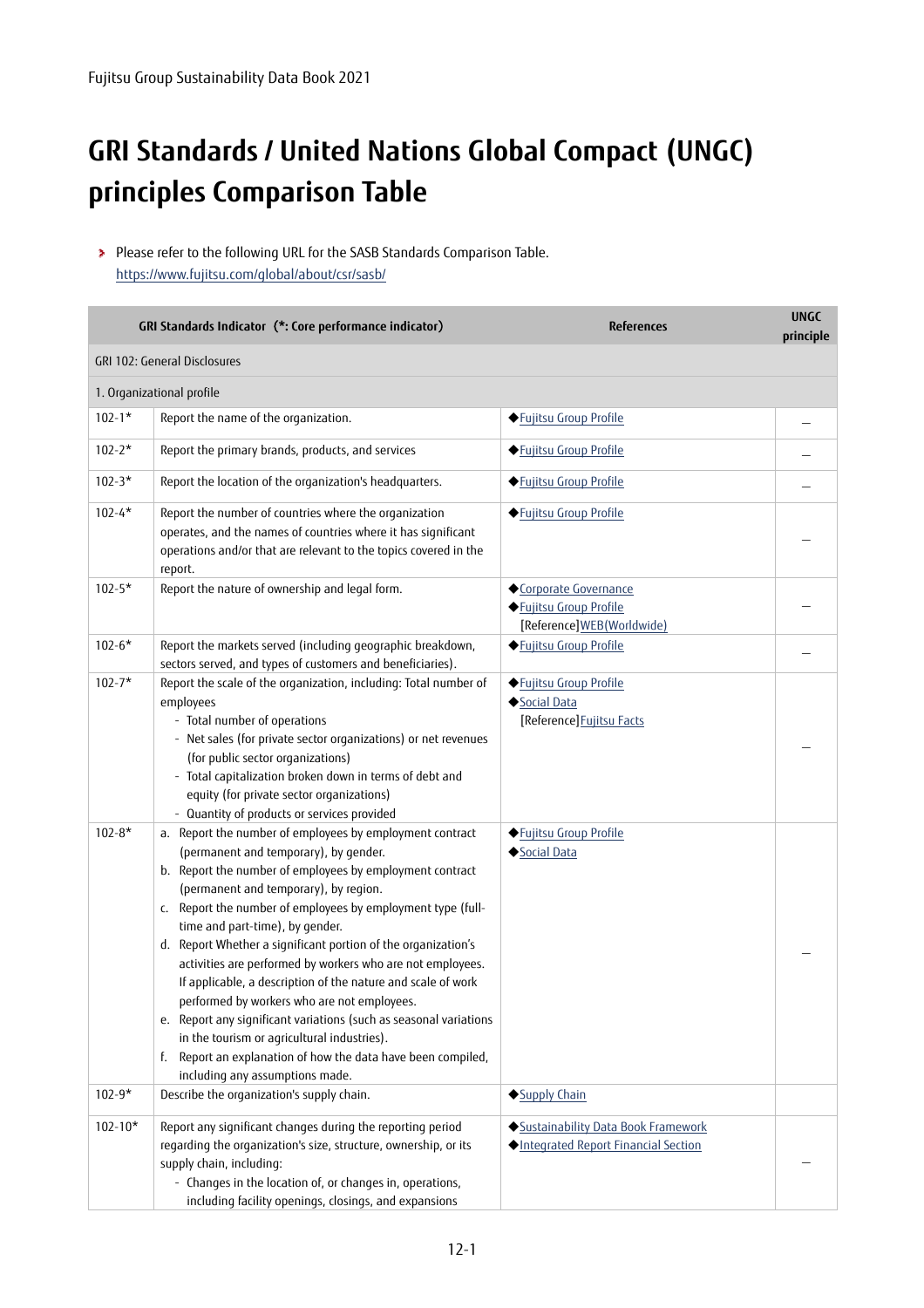# GRI Standards / United Nations Global Compact (UNGC) principles Comparison Table

- Please refer to the following URL for the SASB Standards Comparison Table.
  https://www.fujitsu.com/global/about/csr/sasb/

| GRI Standards Indicator (*: Core performance indicator) | | References | UNGC principle |
|---|---|---|---|
| GRI 102: General Disclosures | | | |
| 1. Organizational profile | | | |
| 102-1* | Report the name of the organization. | ◆Fujitsu Group Profile | — |
| 102-2* | Report the primary brands, products, and services | ◆Fujitsu Group Profile | — |
| 102-3* | Report the location of the organization's headquarters. | ◆Fujitsu Group Profile | — |
| 102-4* | Report the number of countries where the organization operates, and the names of countries where it has significant operations and/or that are relevant to the topics covered in the report. | ◆Fujitsu Group Profile | — |
| 102-5* | Report the nature of ownership and legal form. | ◆Corporate Governance<br>◆Fujitsu Group Profile<br>[Reference]WEB(Worldwide) | — |
| 102-6* | Report the markets served (including geographic breakdown, sectors served, and types of customers and beneficiaries). | ◆Fujitsu Group Profile | — |
| 102-7* | Report the scale of the organization, including: Total number of employees<br>- Total number of operations<br>- Net sales (for private sector organizations) or net revenues (for public sector organizations)<br>- Total capitalization broken down in terms of debt and equity (for private sector organizations)<br>- Quantity of products or services provided | ◆Fujitsu Group Profile<br>◆Social Data<br>[Reference]Fujitsu Facts | — |
| 102-8* | a. Report the number of employees by employment contract (permanent and temporary), by gender.<br>b. Report the number of employees by employment contract (permanent and temporary), by region.<br>c. Report the number of employees by employment type (full-time and part-time), by gender.<br>d. Report Whether a significant portion of the organization's activities are performed by workers who are not employees. If applicable, a description of the nature and scale of work performed by workers who are not employees.<br>e. Report any significant variations (such as seasonal variations in the tourism or agricultural industries).<br>f. Report an explanation of how the data have been compiled, including any assumptions made. | ◆Fujitsu Group Profile<br>◆Social Data | — |
| 102-9* | Describe the organization's supply chain. | ◆Supply Chain | |
| 102-10* | Report any significant changes during the reporting period regarding the organization's size, structure, ownership, or its supply chain, including:<br>- Changes in the location of, or changes in, operations, including facility openings, closings, and expansions | ◆Sustainability Data Book Framework<br>◆Integrated Report Financial Section | — |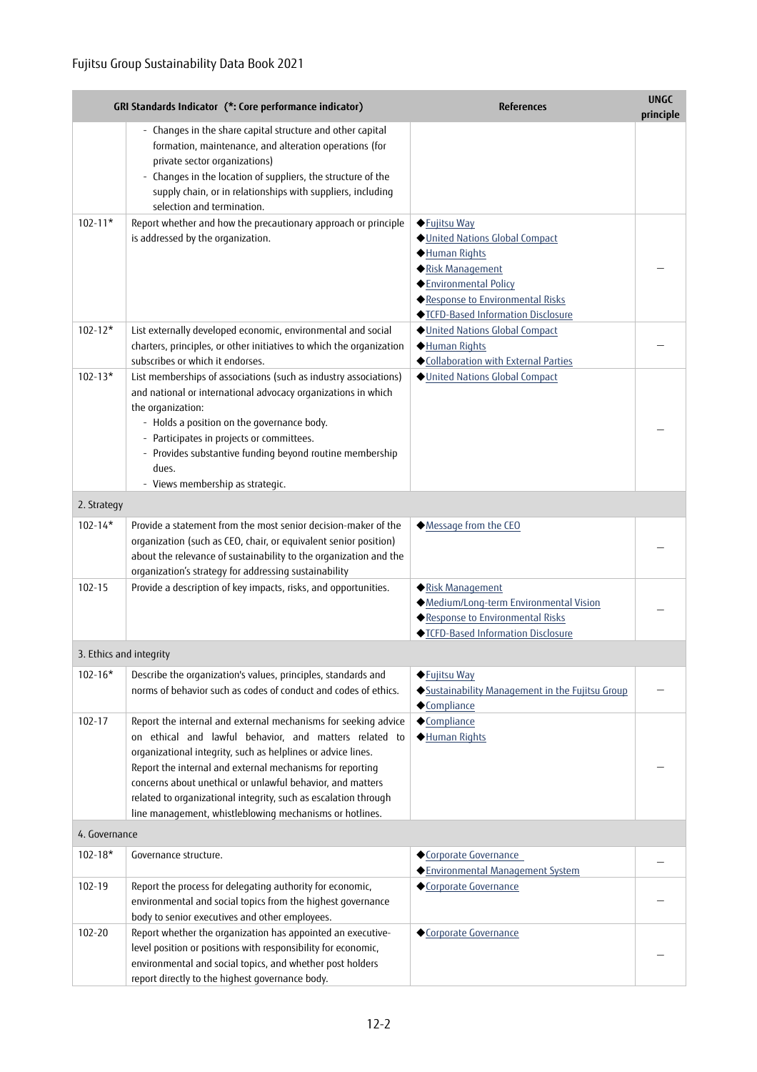| GRI Standards Indicator (*: Core performance indicator) | | References | UNGC principle |
|---|---|---|---|
| | - Changes in the share capital structure and other capital formation, maintenance, and alteration operations (for private sector organizations)<br>- Changes in the location of suppliers, the structure of the supply chain, or in relationships with suppliers, including selection and termination. | | |
| 102-11* | Report whether and how the precautionary approach or principle is addressed by the organization. | ◆Fujitsu Way<br>◆United Nations Global Compact<br>◆Human Rights<br>◆Risk Management<br>◆Environmental Policy<br>◆Response to Environmental Risks<br>◆TCFD-Based Information Disclosure | — |
| 102-12* | List externally developed economic, environmental and social charters, principles, or other initiatives to which the organization subscribes or which it endorses. | ◆United Nations Global Compact<br>◆Human Rights<br>◆Collaboration with External Parties | — |
| 102-13* | List memberships of associations (such as industry associations) and national or international advocacy organizations in which the organization:<br>- Holds a position on the governance body.<br>- Participates in projects or committees.<br>- Provides substantive funding beyond routine membership dues.<br>- Views membership as strategic. | ◆United Nations Global Compact | — |
| 2. Strategy | | | |
| 102-14* | Provide a statement from the most senior decision-maker of the organization (such as CEO, chair, or equivalent senior position) about the relevance of sustainability to the organization and the organization's strategy for addressing sustainability | ◆Message from the CEO | — |
| 102-15 | Provide a description of key impacts, risks, and opportunities. | ◆Risk Management<br>◆Medium/Long-term Environmental Vision<br>◆Response to Environmental Risks<br>◆TCFD-Based Information Disclosure | — |
| 3. Ethics and integrity | | | |
| 102-16* | Describe the organization's values, principles, standards and norms of behavior such as codes of conduct and codes of ethics. | ◆Fujitsu Way<br>◆Sustainability Management in the Fujitsu Group<br>◆Compliance | — |
| 102-17 | Report the internal and external mechanisms for seeking advice on ethical and lawful behavior, and matters related to organizational integrity, such as helplines or advice lines.<br>Report the internal and external mechanisms for reporting concerns about unethical or unlawful behavior, and matters related to organizational integrity, such as escalation through line management, whistleblowing mechanisms or hotlines. | ◆Compliance<br>◆Human Rights | — |
| 4. Governance | | | |
| 102-18* | Governance structure. | ◆Corporate Governance<br>◆Environmental Management System | — |
| 102-19 | Report the process for delegating authority for economic, environmental and social topics from the highest governance body to senior executives and other employees. | ◆Corporate Governance | — |
| 102-20 | Report whether the organization has appointed an executive-level position or positions with responsibility for economic, environmental and social topics, and whether post holders report directly to the highest governance body. | ◆Corporate Governance | — |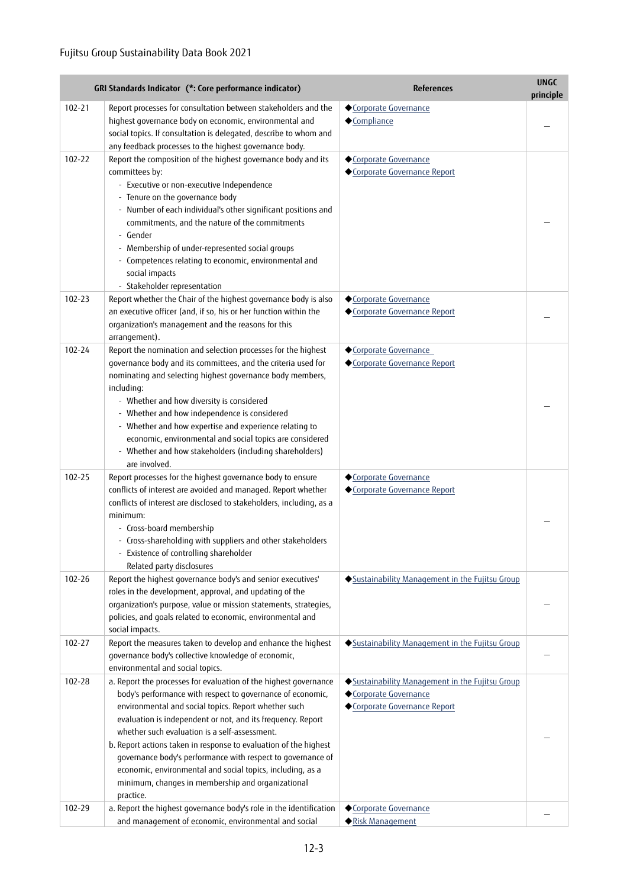| GRI Standards Indicator (*: Core performance indicator) | | References | UNGC principle |
|---|---|---|---|
| 102-21 | Report processes for consultation between stakeholders and the highest governance body on economic, environmental and social topics. If consultation is delegated, describe to whom and any feedback processes to the highest governance body. | ◆Corporate Governance<br>◆Compliance | ― |
| 102-22 | Report the composition of the highest governance body and its committees by:<br>- Executive or non-executive Independence<br>- Tenure on the governance body<br>- Number of each individual's other significant positions and commitments, and the nature of the commitments<br>- Gender<br>- Membership of under-represented social groups<br>- Competences relating to economic, environmental and social impacts<br>- Stakeholder representation | ◆Corporate Governance<br>◆Corporate Governance Report | ― |
| 102-23 | Report whether the Chair of the highest governance body is also an executive officer (and, if so, his or her function within the organization's management and the reasons for this arrangement). | ◆Corporate Governance<br>◆Corporate Governance Report | ― |
| 102-24 | Report the nomination and selection processes for the highest governance body and its committees, and the criteria used for nominating and selecting highest governance body members, including:<br>- Whether and how diversity is considered<br>- Whether and how independence is considered<br>- Whether and how expertise and experience relating to economic, environmental and social topics are considered<br>- Whether and how stakeholders (including shareholders) are involved. | ◆Corporate Governance<br>◆Corporate Governance Report | ― |
| 102-25 | Report processes for the highest governance body to ensure conflicts of interest are avoided and managed. Report whether conflicts of interest are disclosed to stakeholders, including, as a minimum:<br>- Cross-board membership<br>- Cross-shareholding with suppliers and other stakeholders<br>- Existence of controlling shareholder<br>Related party disclosures | ◆Corporate Governance<br>◆Corporate Governance Report | ― |
| 102-26 | Report the highest governance body's and senior executives' roles in the development, approval, and updating of the organization's purpose, value or mission statements, strategies, policies, and goals related to economic, environmental and social impacts. | ◆Sustainability Management in the Fujitsu Group | ― |
| 102-27 | Report the measures taken to develop and enhance the highest governance body's collective knowledge of economic, environmental and social topics. | ◆Sustainability Management in the Fujitsu Group | ― |
| 102-28 | a. Report the processes for evaluation of the highest governance body's performance with respect to governance of economic, environmental and social topics. Report whether such evaluation is independent or not, and its frequency. Report whether such evaluation is a self-assessment.<br>b. Report actions taken in response to evaluation of the highest governance body's performance with respect to governance of economic, environmental and social topics, including, as a minimum, changes in membership and organizational practice. | ◆Sustainability Management in the Fujitsu Group<br>◆Corporate Governance<br>◆Corporate Governance Report | ― |
| 102-29 | a. Report the highest governance body's role in the identification and management of economic, environmental and social | ◆Corporate Governance<br>◆Risk Management | ― |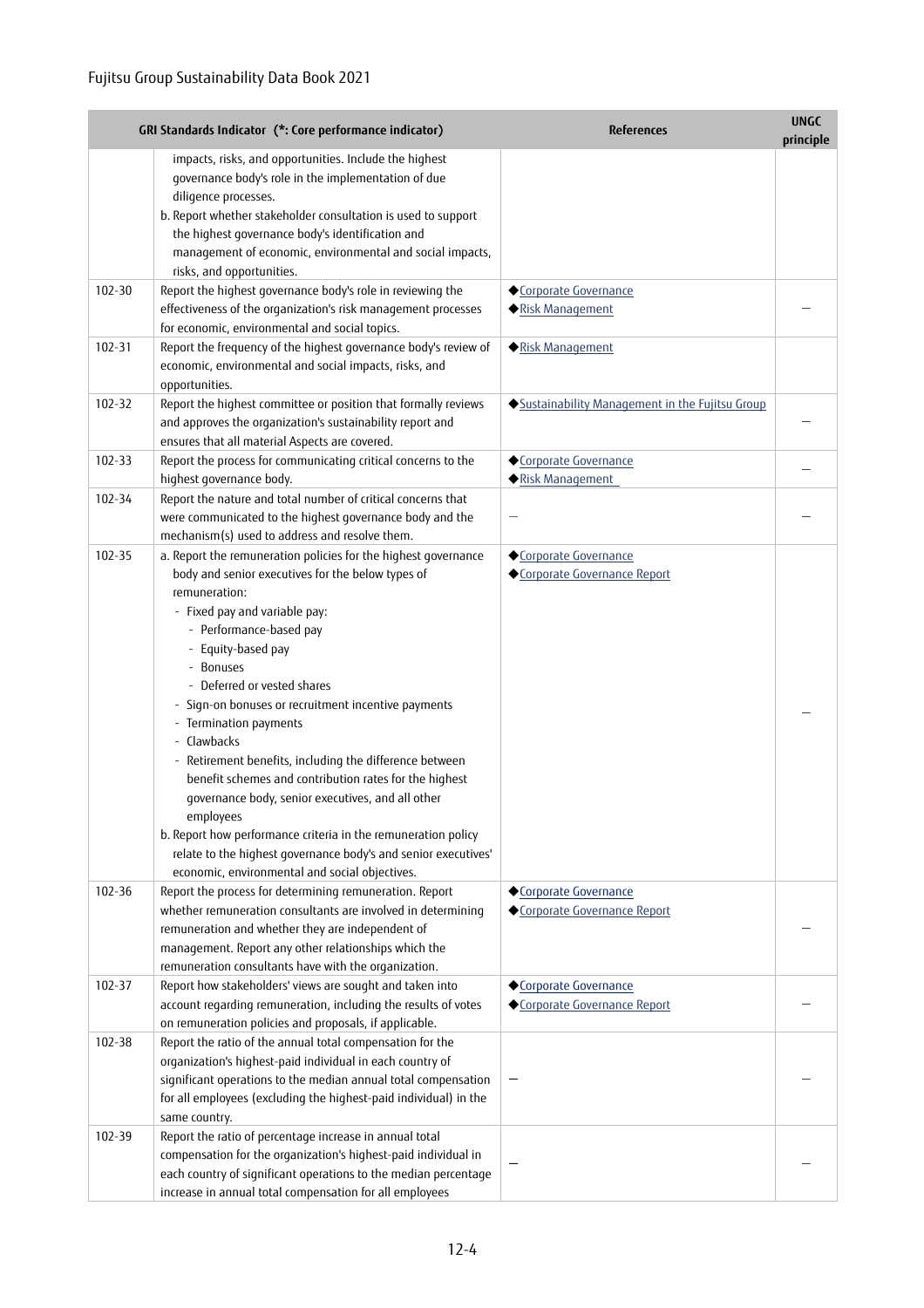| GRI Standards Indicator (*: Core performance indicator) | | References | UNGC principle |
|---|---|---|---|
| | impacts, risks, and opportunities. Include the highest governance body's role in the implementation of due diligence processes.<br>b. Report whether stakeholder consultation is used to support the highest governance body's identification and management of economic, environmental and social impacts, risks, and opportunities. | | |
| 102-30 | Report the highest governance body's role in reviewing the effectiveness of the organization's risk management processes for economic, environmental and social topics. | ◆Corporate Governance<br>◆Risk Management | — |
| 102-31 | Report the frequency of the highest governance body's review of economic, environmental and social impacts, risks, and opportunities. | ◆Risk Management | |
| 102-32 | Report the highest committee or position that formally reviews and approves the organization's sustainability report and ensures that all material Aspects are covered. | ◆Sustainability Management in the Fujitsu Group | — |
| 102-33 | Report the process for communicating critical concerns to the highest governance body. | ◆Corporate Governance<br>◆Risk Management | — |
| 102-34 | Report the nature and total number of critical concerns that were communicated to the highest governance body and the mechanism(s) used to address and resolve them. | — | — |
| 102-35 | a. Report the remuneration policies for the highest governance body and senior executives for the below types of remuneration:<br>- Fixed pay and variable pay:<br>- Performance-based pay<br>- Equity-based pay<br>- Bonuses<br>- Deferred or vested shares<br>- Sign-on bonuses or recruitment incentive payments<br>- Termination payments<br>- Clawbacks<br>- Retirement benefits, including the difference between benefit schemes and contribution rates for the highest governance body, senior executives, and all other employees<br>b. Report how performance criteria in the remuneration policy relate to the highest governance body's and senior executives' economic, environmental and social objectives. | ◆Corporate Governance<br>◆Corporate Governance Report | — |
| 102-36 | Report the process for determining remuneration. Report whether remuneration consultants are involved in determining remuneration and whether they are independent of management. Report any other relationships which the remuneration consultants have with the organization. | ◆Corporate Governance<br>◆Corporate Governance Report | — |
| 102-37 | Report how stakeholders' views are sought and taken into account regarding remuneration, including the results of votes on remuneration policies and proposals, if applicable. | ◆Corporate Governance<br>◆Corporate Governance Report | — |
| 102-38 | Report the ratio of the annual total compensation for the organization's highest-paid individual in each country of significant operations to the median annual total compensation for all employees (excluding the highest-paid individual) in the same country. | — | — |
| 102-39 | Report the ratio of percentage increase in annual total compensation for the organization's highest-paid individual in each country of significant operations to the median percentage increase in annual total compensation for all employees | — | — |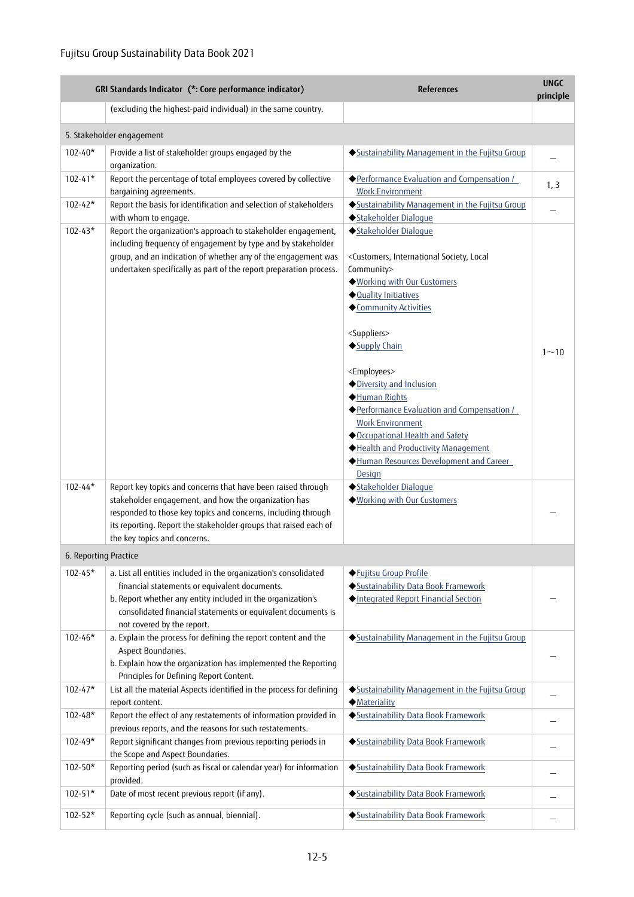| GRI Standards Indicator (*: Core performance indicator) | | References | UNGC principle |
|---|---|---|---|
| | (excluding the highest-paid individual) in the same country. | | |
| 5. Stakeholder engagement | | | |
| 102-40* | Provide a list of stakeholder groups engaged by the organization. | ◆Sustainability Management in the Fujitsu Group | － |
| 102-41* | Report the percentage of total employees covered by collective bargaining agreements. | ◆Performance Evaluation and Compensation / Work Environment | 1, 3 |
| 102-42* | Report the basis for identification and selection of stakeholders with whom to engage. | ◆Sustainability Management in the Fujitsu Group<br>◆Stakeholder Dialogue | － |
| 102-43* | Report the organization's approach to stakeholder engagement, including frequency of engagement by type and by stakeholder group, and an indication of whether any of the engagement was undertaken specifically as part of the report preparation process. | ◆Stakeholder Dialogue<br><br><Customers, International Society, Local Community><br>◆Working with Our Customers<br>◆Quality Initiatives<br>◆Community Activities<br><br><Suppliers><br>◆Supply Chain<br><br><Employees><br>◆Diversity and Inclusion<br>◆Human Rights<br>◆Performance Evaluation and Compensation / Work Environment<br>◆Occupational Health and Safety<br>◆Health and Productivity Management<br>◆Human Resources Development and Career Design | 1～10 |
| 102-44* | Report key topics and concerns that have been raised through stakeholder engagement, and how the organization has responded to those key topics and concerns, including through its reporting. Report the stakeholder groups that raised each of the key topics and concerns. | ◆Stakeholder Dialogue<br>◆Working with Our Customers | － |
| 6. Reporting Practice | | | |
| 102-45* | a. List all entities included in the organization's consolidated financial statements or equivalent documents.<br>b. Report whether any entity included in the organization's consolidated financial statements or equivalent documents is not covered by the report. | ◆Fujitsu Group Profile<br>◆Sustainability Data Book Framework<br>◆Integrated Report Financial Section | － |
| 102-46* | a. Explain the process for defining the report content and the Aspect Boundaries.<br>b. Explain how the organization has implemented the Reporting Principles for Defining Report Content. | ◆Sustainability Management in the Fujitsu Group | － |
| 102-47* | List all the material Aspects identified in the process for defining report content. | ◆Sustainability Management in the Fujitsu Group<br>◆Materiality | － |
| 102-48* | Report the effect of any restatements of information provided in previous reports, and the reasons for such restatements. | ◆Sustainability Data Book Framework | － |
| 102-49* | Report significant changes from previous reporting periods in the Scope and Aspect Boundaries. | ◆Sustainability Data Book Framework | － |
| 102-50* | Reporting period (such as fiscal or calendar year) for information provided. | ◆Sustainability Data Book Framework | － |
| 102-51* | Date of most recent previous report (if any). | ◆Sustainability Data Book Framework | － |
| 102-52* | Reporting cycle (such as annual, biennial). | ◆Sustainability Data Book Framework | － |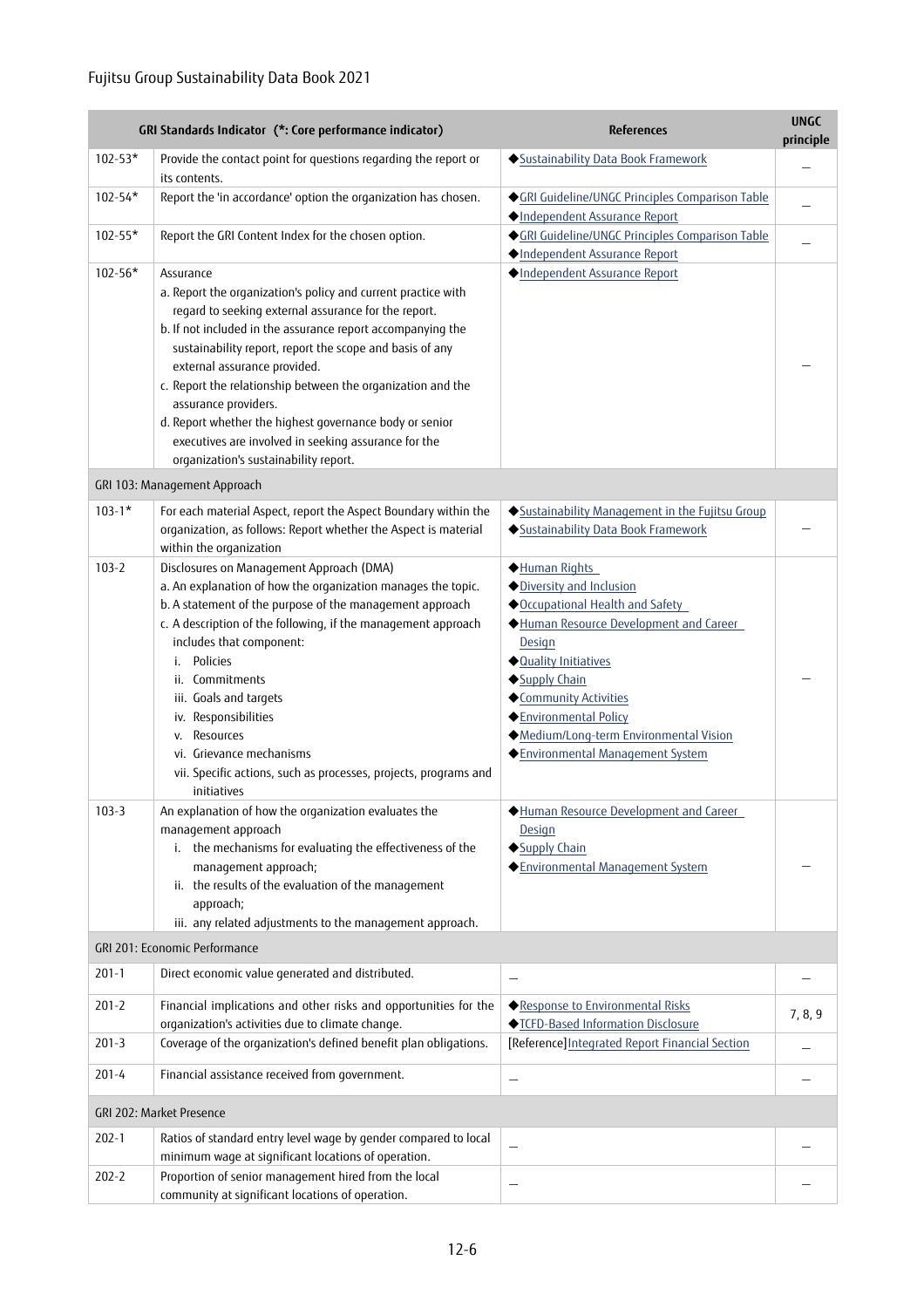| GRI Standards Indicator (*: Core performance indicator) | | References | UNGC principle |
|---|---|---|---|
| 102-53* | Provide the contact point for questions regarding the report or its contents. | ◆Sustainability Data Book Framework | — |
| 102-54* | Report the 'in accordance' option the organization has chosen. | ◆GRI Guideline/UNGC Principles Comparison Table<br>◆Independent Assurance Report | — |
| 102-55* | Report the GRI Content Index for the chosen option. | ◆GRI Guideline/UNGC Principles Comparison Table<br>◆Independent Assurance Report | — |
| 102-56* | Assurance<br>a. Report the organization's policy and current practice with regard to seeking external assurance for the report.<br>b. If not included in the assurance report accompanying the sustainability report, report the scope and basis of any external assurance provided.<br>c. Report the relationship between the organization and the assurance providers.<br>d. Report whether the highest governance body or senior executives are involved in seeking assurance for the organization's sustainability report. | ◆Independent Assurance Report | — |
| GRI 103: Management Approach | | | |
| 103-1* | For each material Aspect, report the Aspect Boundary within the organization, as follows: Report whether the Aspect is material within the organization | ◆Sustainability Management in the Fujitsu Group<br>◆Sustainability Data Book Framework | — |
| 103-2 | Disclosures on Management Approach (DMA)<br>a. An explanation of how the organization manages the topic.<br>b. A statement of the purpose of the management approach<br>c. A description of the following, if the management approach includes that component:<br>i. Policies<br>ii. Commitments<br>iii. Goals and targets<br>iv. Responsibilities<br>v. Resources<br>vi. Grievance mechanisms<br>vii. Specific actions, such as processes, projects, programs and initiatives | ◆Human Rights<br>◆Diversity and Inclusion<br>◆Occupational Health and Safety<br>◆Human Resource Development and Career Design<br>◆Quality Initiatives<br>◆Supply Chain<br>◆Community Activities<br>◆Environmental Policy<br>◆Medium/Long-term Environmental Vision<br>◆Environmental Management System | — |
| 103-3 | An explanation of how the organization evaluates the management approach<br>i. the mechanisms for evaluating the effectiveness of the management approach;<br>ii. the results of the evaluation of the management approach;<br>iii. any related adjustments to the management approach. | ◆Human Resource Development and Career Design<br>◆Supply Chain<br>◆Environmental Management System | — |
| GRI 201: Economic Performance | | | |
| 201-1 | Direct economic value generated and distributed. | — | — |
| 201-2 | Financial implications and other risks and opportunities for the organization's activities due to climate change. | ◆Response to Environmental Risks<br>◆TCFD-Based Information Disclosure | 7, 8, 9 |
| 201-3 | Coverage of the organization's defined benefit plan obligations. | [Reference]Integrated Report Financial Section | — |
| 201-4 | Financial assistance received from government. | — | — |
| GRI 202: Market Presence | | | |
| 202-1 | Ratios of standard entry level wage by gender compared to local minimum wage at significant locations of operation. | — | — |
| 202-2 | Proportion of senior management hired from the local community at significant locations of operation. | — | — |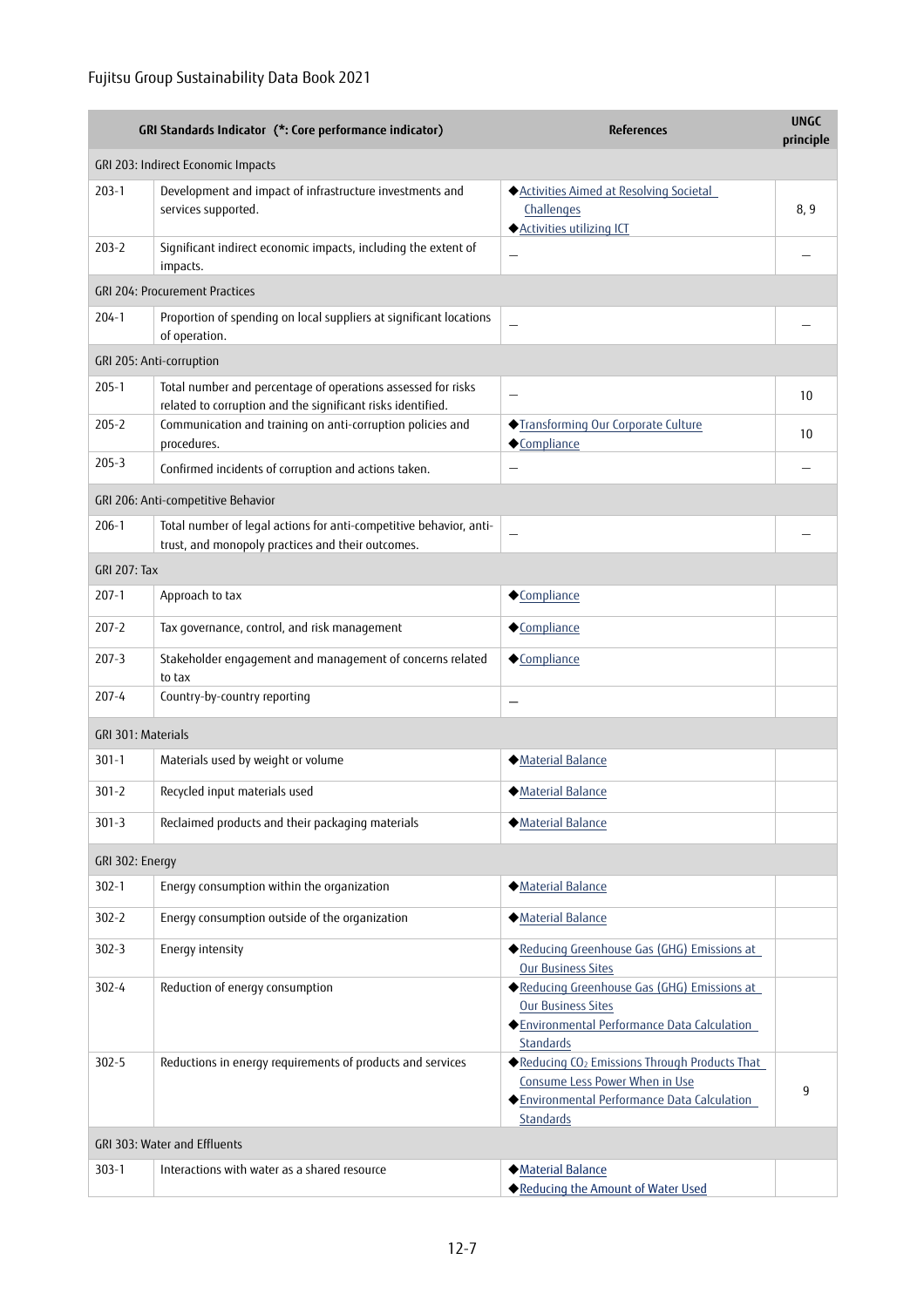| GRI Standards Indicator (*: Core performance indicator) | | References | UNGC principle |
|---|---|---|---|
| GRI 203: Indirect Economic Impacts | | | |
| 203-1 | Development and impact of infrastructure investments and services supported. | ◆Activities Aimed at Resolving Societal Challenges<br>◆Activities utilizing ICT | 8, 9 |
| 203-2 | Significant indirect economic impacts, including the extent of impacts. | – | – |
| GRI 204: Procurement Practices | | | |
| 204-1 | Proportion of spending on local suppliers at significant locations of operation. | – | – |
| GRI 205: Anti-corruption | | | |
| 205-1 | Total number and percentage of operations assessed for risks related to corruption and the significant risks identified. | – | 10 |
| 205-2 | Communication and training on anti-corruption policies and procedures. | ◆Transforming Our Corporate Culture<br>◆Compliance | 10 |
| 205-3 | Confirmed incidents of corruption and actions taken. | – | – |
| GRI 206: Anti-competitive Behavior | | | |
| 206-1 | Total number of legal actions for anti-competitive behavior, anti-trust, and monopoly practices and their outcomes. | – | – |
| GRI 207: Tax | | | |
| 207-1 | Approach to tax | ◆Compliance | |
| 207-2 | Tax governance, control, and risk management | ◆Compliance | |
| 207-3 | Stakeholder engagement and management of concerns related to tax | ◆Compliance | |
| 207-4 | Country-by-country reporting | – | |
| GRI 301: Materials | | | |
| 301-1 | Materials used by weight or volume | ◆Material Balance | |
| 301-2 | Recycled input materials used | ◆Material Balance | |
| 301-3 | Reclaimed products and their packaging materials | ◆Material Balance | |
| GRI 302: Energy | | | |
| 302-1 | Energy consumption within the organization | ◆Material Balance | |
| 302-2 | Energy consumption outside of the organization | ◆Material Balance | |
| 302-3 | Energy intensity | ◆Reducing Greenhouse Gas (GHG) Emissions at Our Business Sites | |
| 302-4 | Reduction of energy consumption | ◆Reducing Greenhouse Gas (GHG) Emissions at Our Business Sites<br>◆Environmental Performance Data Calculation Standards | |
| 302-5 | Reductions in energy requirements of products and services | ◆Reducing $CO_2$ Emissions Through Products That Consume Less Power When in Use<br>◆Environmental Performance Data Calculation Standards | 9 |
| GRI 303: Water and Effluents | | | |
| 303-1 | Interactions with water as a shared resource | ◆Material Balance<br>◆Reducing the Amount of Water Used | |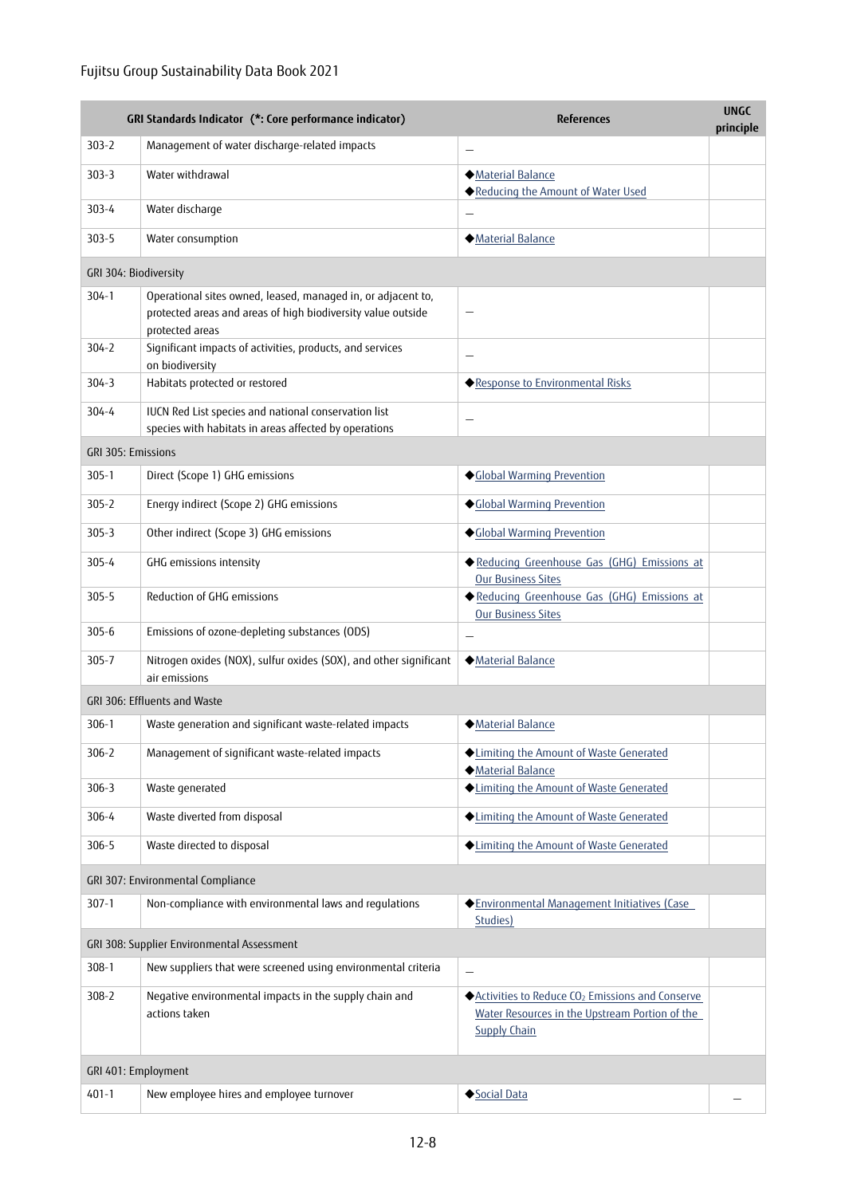| GRI Standards Indicator (*: Core performance indicator) | | References | UNGC principle |
|---|---|---|---|
| 303-2 | Management of water discharge-related impacts | ― | |
| 303-3 | Water withdrawal | ◆Material Balance<br>◆Reducing the Amount of Water Used | |
| 303-4 | Water discharge | ― | |
| 303-5 | Water consumption | ◆Material Balance | |
| GRI 304: Biodiversity | | | |
| 304-1 | Operational sites owned, leased, managed in, or adjacent to, protected areas and areas of high biodiversity value outside protected areas | ― | |
| 304-2 | Significant impacts of activities, products, and services on biodiversity | ― | |
| 304-3 | Habitats protected or restored | ◆Response to Environmental Risks | |
| 304-4 | IUCN Red List species and national conservation list species with habitats in areas affected by operations | ― | |
| GRI 305: Emissions | | | |
| 305-1 | Direct (Scope 1) GHG emissions | ◆Global Warming Prevention | |
| 305-2 | Energy indirect (Scope 2) GHG emissions | ◆Global Warming Prevention | |
| 305-3 | Other indirect (Scope 3) GHG emissions | ◆Global Warming Prevention | |
| 305-4 | GHG emissions intensity | ◆Reducing Greenhouse Gas (GHG) Emissions at Our Business Sites | |
| 305-5 | Reduction of GHG emissions | ◆Reducing Greenhouse Gas (GHG) Emissions at Our Business Sites | |
| 305-6 | Emissions of ozone-depleting substances (ODS) | ― | |
| 305-7 | Nitrogen oxides (NOX), sulfur oxides (SOX), and other significant air emissions | ◆Material Balance | |
| GRI 306: Effluents and Waste | | | |
| 306-1 | Waste generation and significant waste-related impacts | ◆Material Balance | |
| 306-2 | Management of significant waste-related impacts | ◆Limiting the Amount of Waste Generated<br>◆Material Balance | |
| 306-3 | Waste generated | ◆Limiting the Amount of Waste Generated | |
| 306-4 | Waste diverted from disposal | ◆Limiting the Amount of Waste Generated | |
| 306-5 | Waste directed to disposal | ◆Limiting the Amount of Waste Generated | |
| GRI 307: Environmental Compliance | | | |
| 307-1 | Non-compliance with environmental laws and regulations | ◆Environmental Management Initiatives (Case Studies) | |
| GRI 308: Supplier Environmental Assessment | | | |
| 308-1 | New suppliers that were screened using environmental criteria | ― | |
| 308-2 | Negative environmental impacts in the supply chain and actions taken | ◆Activities to Reduce $CO_2$ Emissions and Conserve Water Resources in the Upstream Portion of the Supply Chain | |
| GRI 401: Employment | | | |
| 401-1 | New employee hires and employee turnover | ◆Social Data | ― |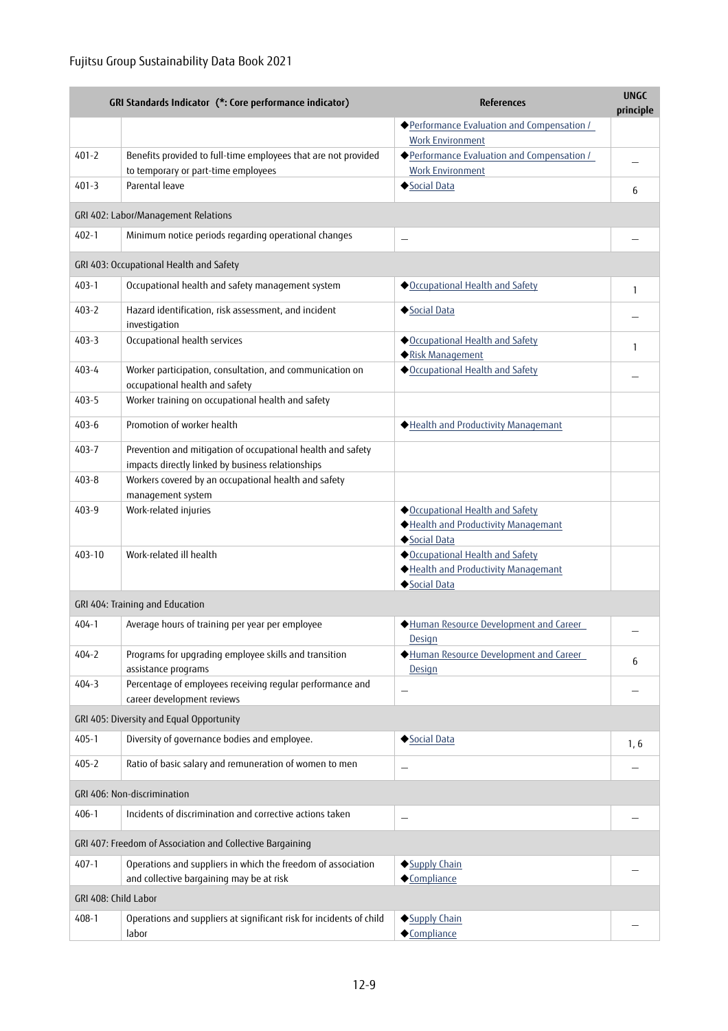| GRI Standards Indicator (*: Core performance indicator) | | References | UNGC principle |
|---|---|---|---|
| | | ◆Performance Evaluation and Compensation / Work Environment | |
| 401-2 | Benefits provided to full-time employees that are not provided to temporary or part-time employees | ◆Performance Evaluation and Compensation / Work Environment | – |
| 401-3 | Parental leave | ◆Social Data | 6 |
| GRI 402: Labor/Management Relations | | | |
| 402-1 | Minimum notice periods regarding operational changes | – | – |
| GRI 403: Occupational Health and Safety | | | |
| 403-1 | Occupational health and safety management system | ◆Occupational Health and Safety | 1 |
| 403-2 | Hazard identification, risk assessment, and incident investigation | ◆Social Data | – |
| 403-3 | Occupational health services | ◆Occupational Health and Safety<br>◆Risk Management | 1 |
| 403-4 | Worker participation, consultation, and communication on occupational health and safety | ◆Occupational Health and Safety | – |
| 403-5 | Worker training on occupational health and safety | | |
| 403-6 | Promotion of worker health | ◆Health and Productivity Managemant | |
| 403-7 | Prevention and mitigation of occupational health and safety impacts directly linked by business relationships | | |
| 403-8 | Workers covered by an occupational health and safety management system | | |
| 403-9 | Work-related injuries | ◆Occupational Health and Safety<br>◆Health and Productivity Managemant<br>◆Social Data | |
| 403-10 | Work-related ill health | ◆Occupational Health and Safety<br>◆Health and Productivity Managemant<br>◆Social Data | |
| GRI 404: Training and Education | | | |
| 404-1 | Average hours of training per year per employee | ◆Human Resource Development and Career Design | – |
| 404-2 | Programs for upgrading employee skills and transition assistance programs | ◆Human Resource Development and Career Design | 6 |
| 404-3 | Percentage of employees receiving regular performance and career development reviews | – | – |
| GRI 405: Diversity and Equal Opportunity | | | |
| 405-1 | Diversity of governance bodies and employee. | ◆Social Data | 1, 6 |
| 405-2 | Ratio of basic salary and remuneration of women to men | – | – |
| GRI 406: Non-discrimination | | | |
| 406-1 | Incidents of discrimination and corrective actions taken | – | – |
| GRI 407: Freedom of Association and Collective Bargaining | | | |
| 407-1 | Operations and suppliers in which the freedom of association and collective bargaining may be at risk | ◆Supply Chain<br>◆Compliance | – |
| GRI 408: Child Labor | | | |
| 408-1 | Operations and suppliers at significant risk for incidents of child labor | ◆Supply Chain<br>◆Compliance | – |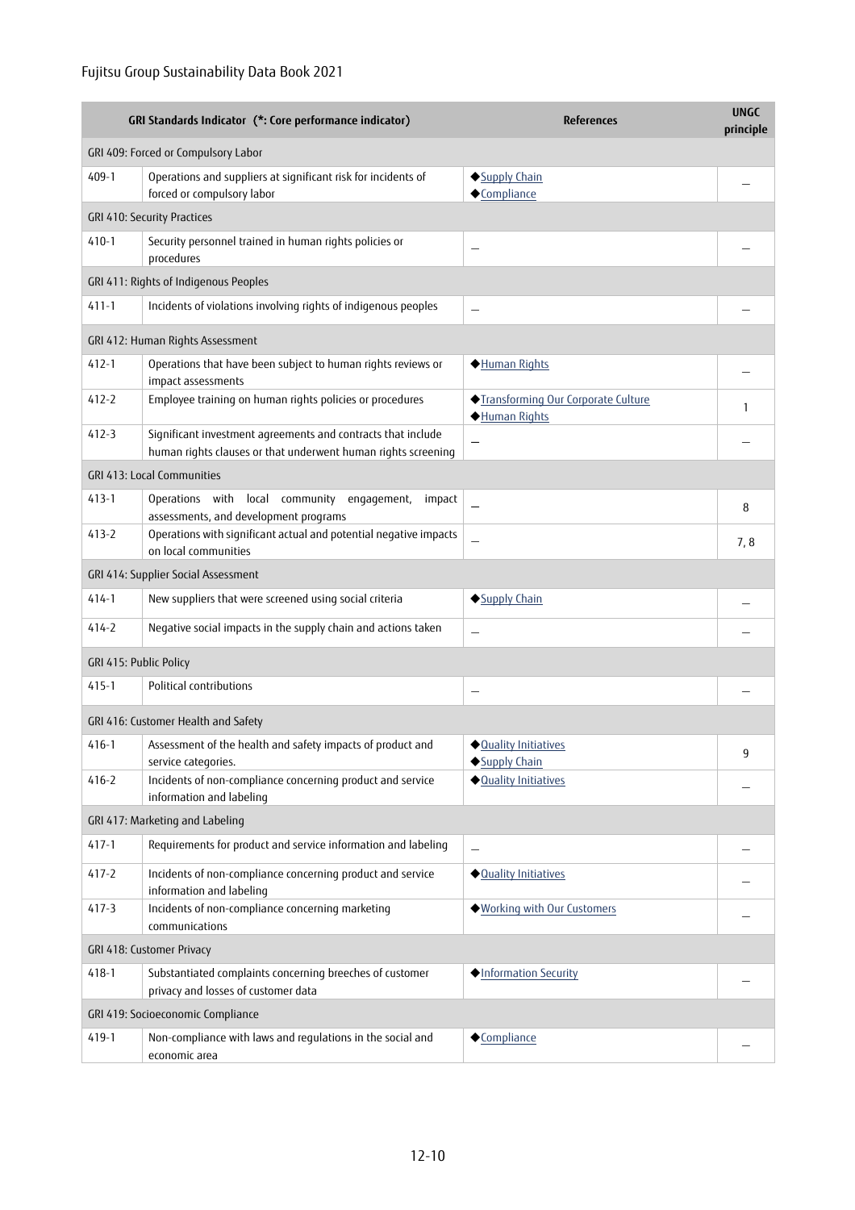| GRI Standards Indicator (*: Core performance indicator) | | References | UNGC principle |
|---|---|---|---|
| GRI 409: Forced or Compulsory Labor | | | |
| 409-1 | Operations and suppliers at significant risk for incidents of forced or compulsory labor | ◆Supply Chain<br>◆Compliance | － |
| GRI 410: Security Practices | | | |
| 410-1 | Security personnel trained in human rights policies or procedures | － | － |
| GRI 411: Rights of Indigenous Peoples | | | |
| 411-1 | Incidents of violations involving rights of indigenous peoples | － | － |
| GRI 412: Human Rights Assessment | | | |
| 412-1 | Operations that have been subject to human rights reviews or impact assessments | ◆Human Rights | － |
| 412-2 | Employee training on human rights policies or procedures | ◆Transforming Our Corporate Culture<br>◆Human Rights | 1 |
| 412-3 | Significant investment agreements and contracts that include human rights clauses or that underwent human rights screening | － | － |
| GRI 413: Local Communities | | | |
| 413-1 | Operations with local community engagement, impact assessments, and development programs | － | 8 |
| 413-2 | Operations with significant actual and potential negative impacts on local communities | － | 7, 8 |
| GRI 414: Supplier Social Assessment | | | |
| 414-1 | New suppliers that were screened using social criteria | ◆Supply Chain | － |
| 414-2 | Negative social impacts in the supply chain and actions taken | － | － |
| GRI 415: Public Policy | | | |
| 415-1 | Political contributions | － | － |
| GRI 416: Customer Health and Safety | | | |
| 416-1 | Assessment of the health and safety impacts of product and service categories. | ◆Quality Initiatives<br>◆Supply Chain | 9 |
| 416-2 | Incidents of non-compliance concerning product and service information and labeling | ◆Quality Initiatives | － |
| GRI 417: Marketing and Labeling | | | |
| 417-1 | Requirements for product and service information and labeling | － | － |
| 417-2 | Incidents of non-compliance concerning product and service information and labeling | ◆Quality Initiatives | － |
| 417-3 | Incidents of non-compliance concerning marketing communications | ◆Working with Our Customers | － |
| GRI 418: Customer Privacy | | | |
| 418-1 | Substantiated complaints concerning breeches of customer privacy and losses of customer data | ◆Information Security | － |
| GRI 419: Socioeconomic Compliance | | | |
| 419-1 | Non-compliance with laws and regulations in the social and economic area | ◆Compliance | － |